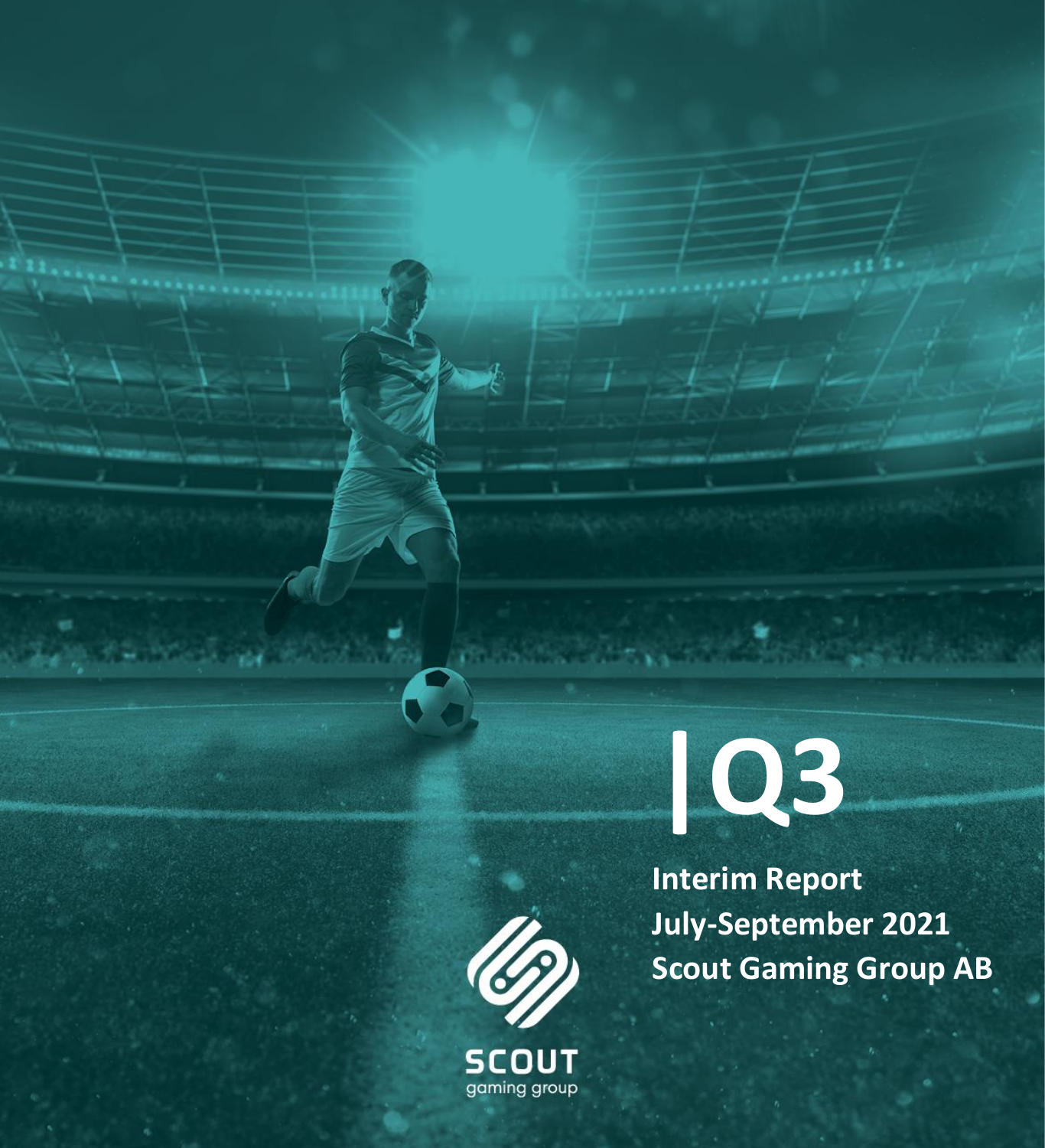# |Q3

**Interim Report**
**July-September 2021**
**Scout Gaming Group AB**

SCOUT
gaming group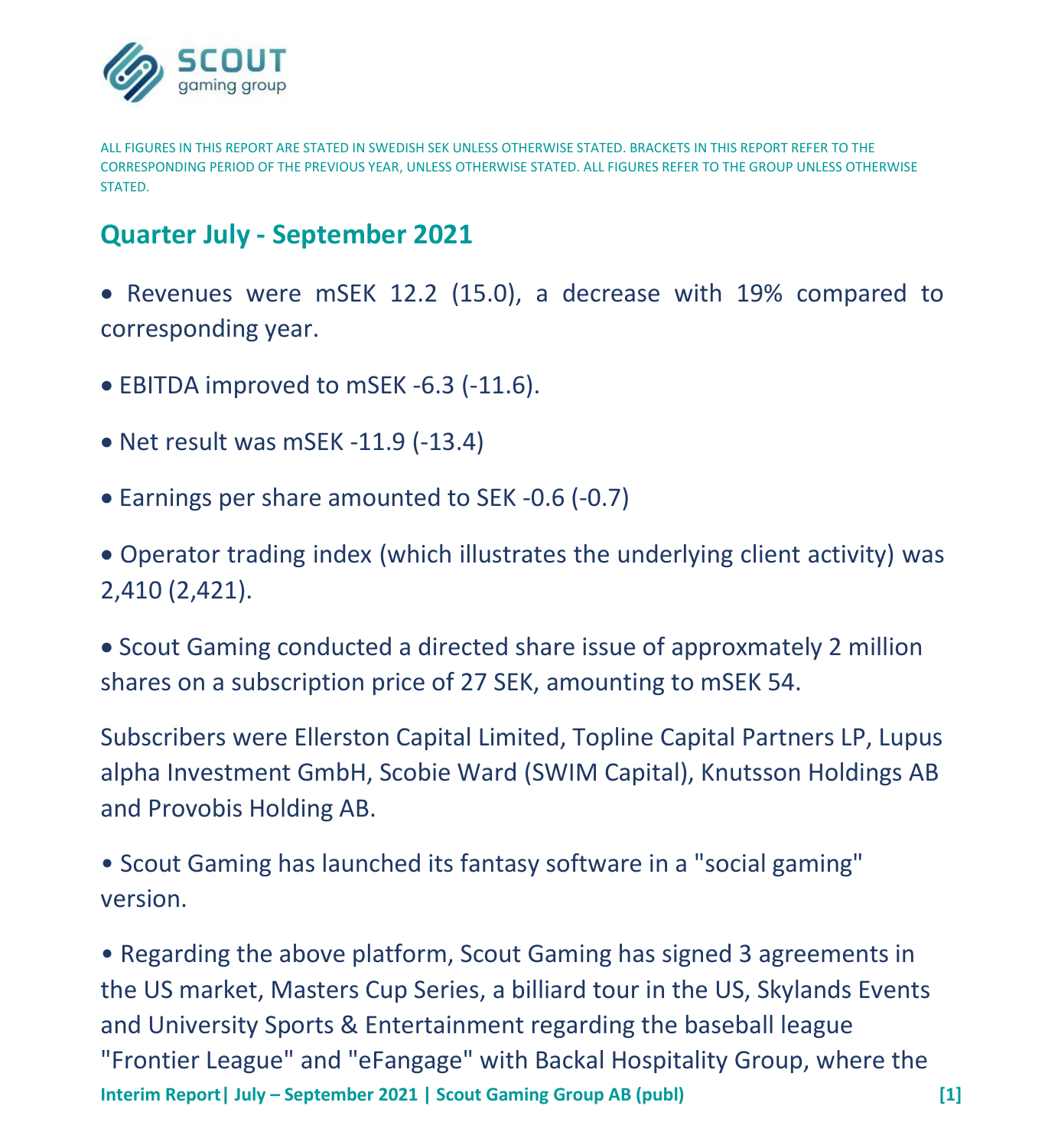ALL FIGURES IN THIS REPORT ARE STATED IN SWEDISH SEK UNLESS OTHERWISE STATED. BRACKETS IN THIS REPORT REFER TO THE CORRESPONDING PERIOD OF THE PREVIOUS YEAR, UNLESS OTHERWISE STATED. ALL FIGURES REFER TO THE GROUP UNLESS OTHERWISE STATED.

## Quarter July - September 2021

- Revenues were mSEK 12.2 (15.0), a decrease with 19% compared to corresponding year.
- EBITDA improved to mSEK -6.3 (-11.6).
- Net result was mSEK -11.9 (-13.4)
- Earnings per share amounted to SEK -0.6 (-0.7)
- Operator trading index (which illustrates the underlying client activity) was 2,410 (2,421).
- Scout Gaming conducted a directed share issue of approxmately 2 million shares on a subscription price of 27 SEK, amounting to mSEK 54.

Subscribers were Ellerston Capital Limited, Topline Capital Partners LP, Lupus alpha Investment GmbH, Scobie Ward (SWIM Capital), Knutsson Holdings AB and Provobis Holding AB.

- Scout Gaming has launched its fantasy software in a "social gaming" version.
- Regarding the above platform, Scout Gaming has signed 3 agreements in the US market, Masters Cup Series, a billiard tour in the US, Skylands Events and University Sports & Entertainment regarding the baseball league "Frontier League" and "eFangage" with Backal Hospitality Group, where the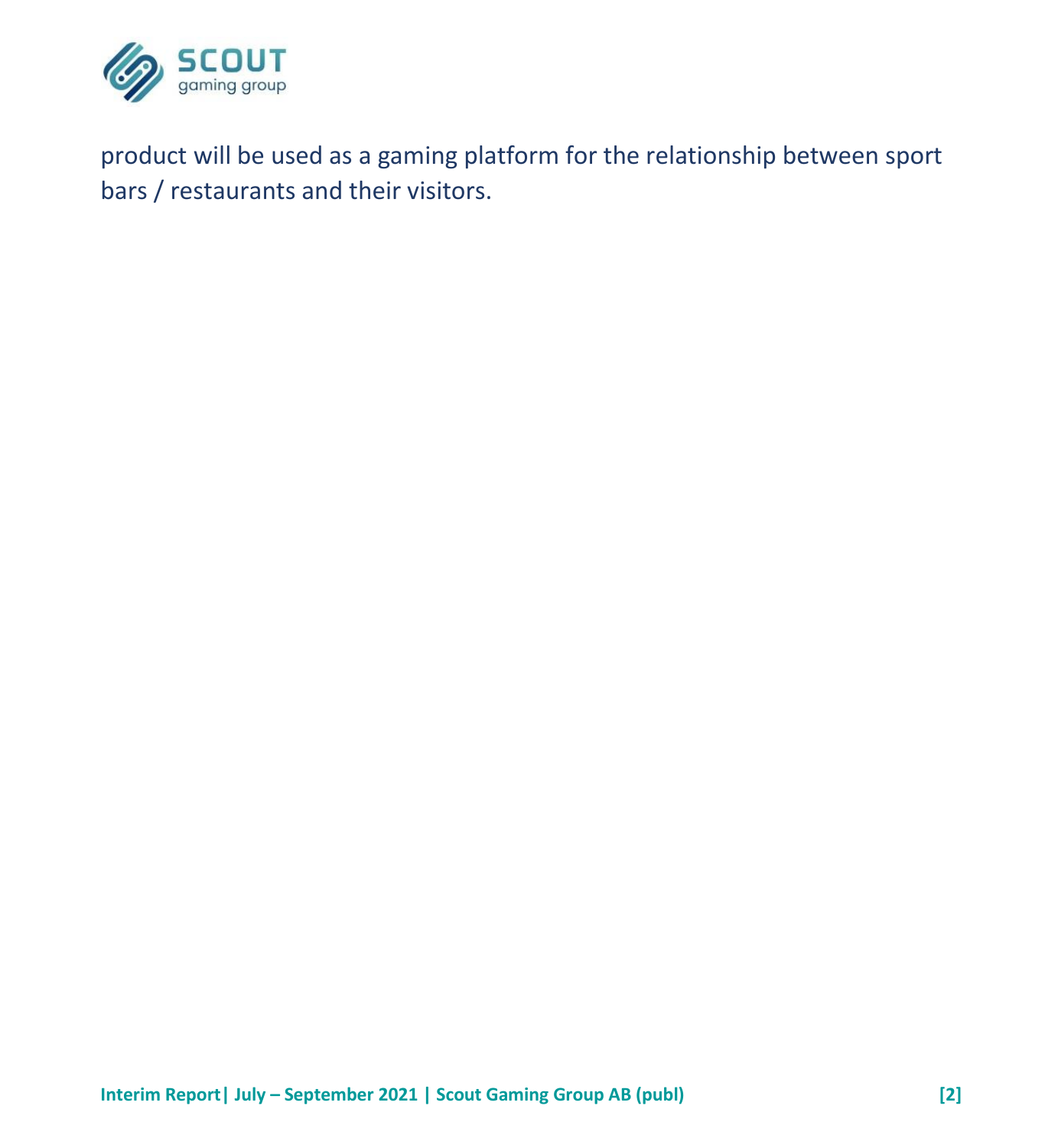product will be used as a gaming platform for the relationship between sport bars / restaurants and their visitors.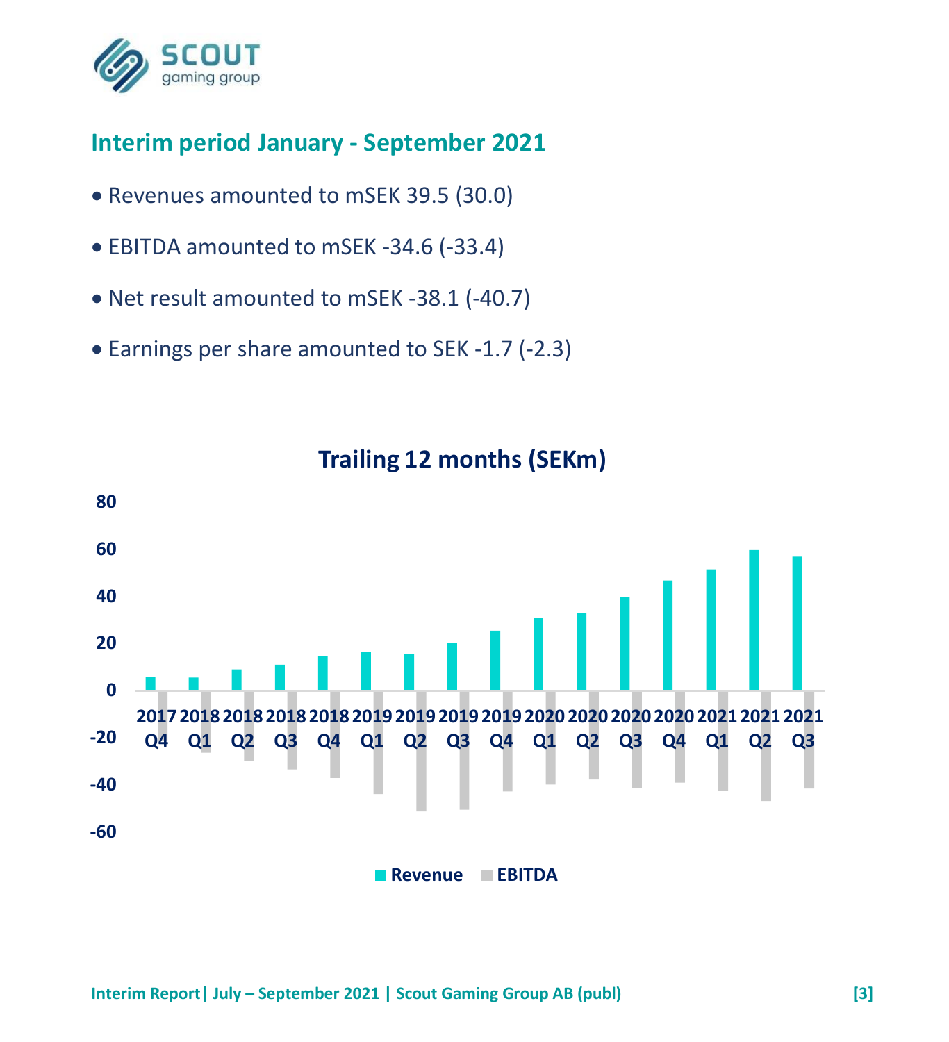## Interim period January - September 2021

- Revenues amounted to mSEK 39.5 (30.0)
- EBITDA amounted to mSEK -34.6 (-33.4)
- Net result amounted to mSEK -38.1 (-40.7)
- Earnings per share amounted to SEK -1.7 (-2.3)

**Trailing 12 months (SEKm)**

Revenue · EBITDA — 2017 Q4 to 2021 Q3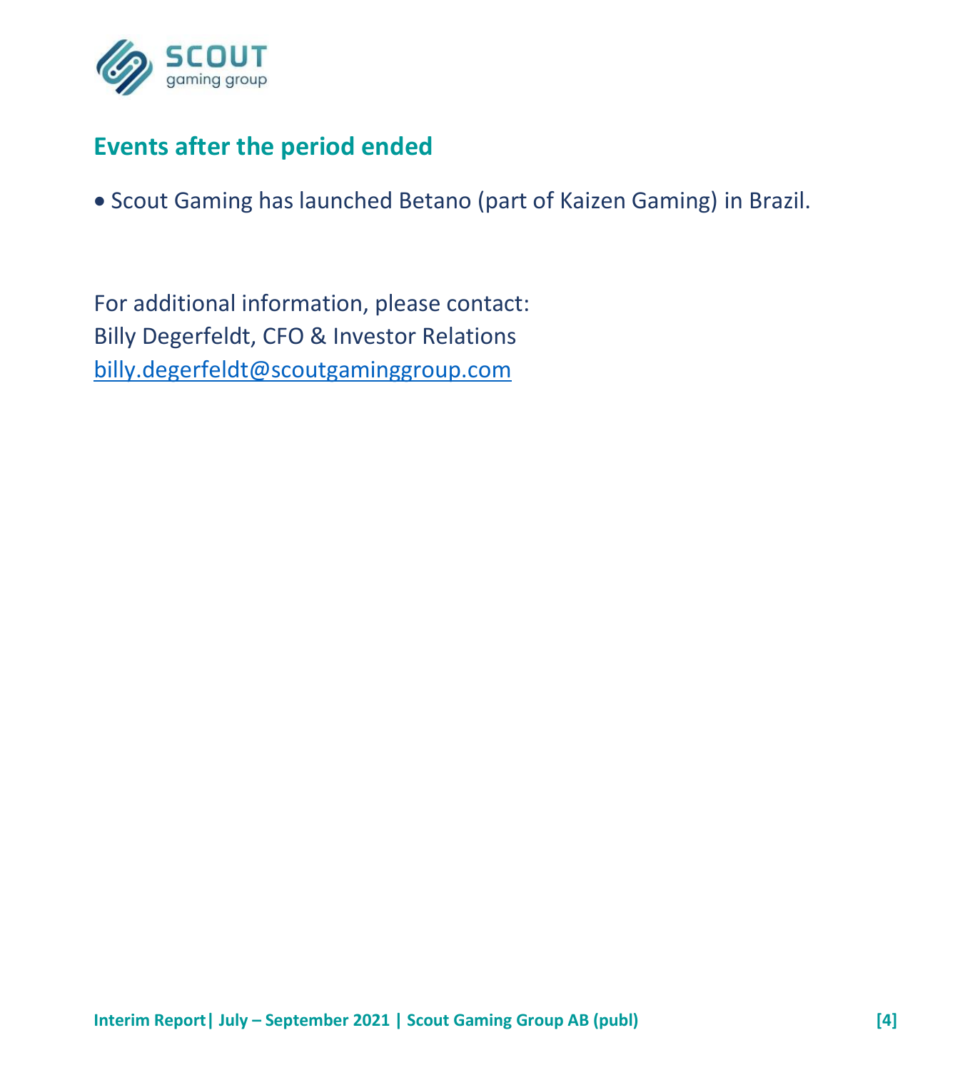## Events after the period ended

- Scout Gaming has launched Betano (part of Kaizen Gaming) in Brazil.

For additional information, please contact:
Billy Degerfeldt, CFO & Investor Relations
billy.degerfeldt@scoutgaminggroup.com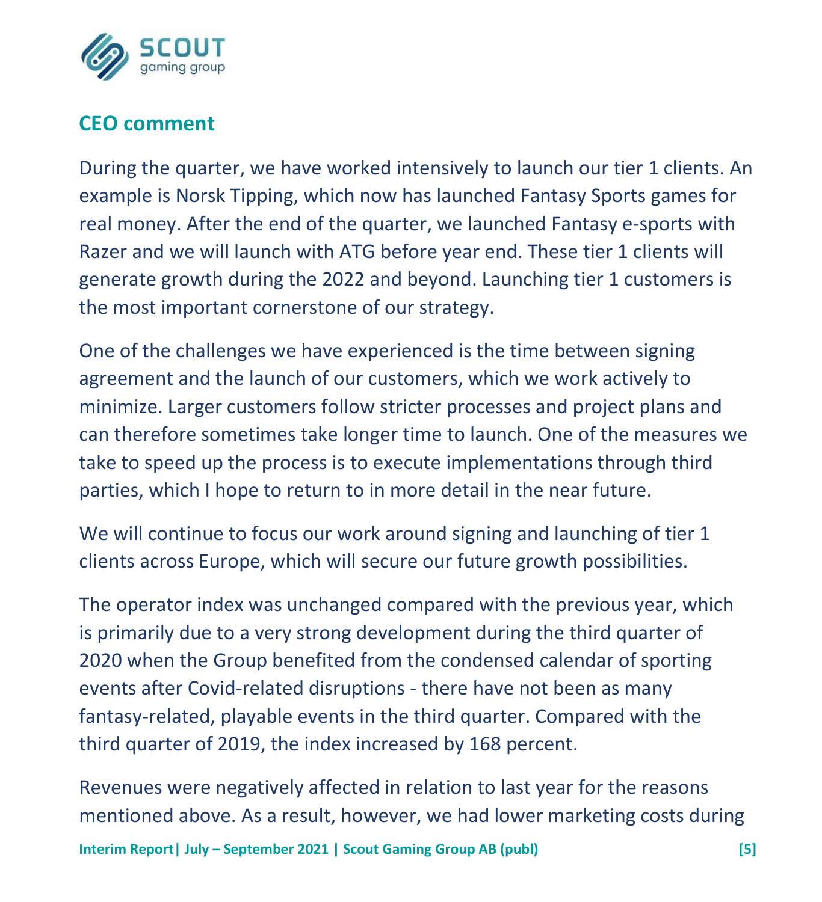## CEO comment

During the quarter, we have worked intensively to launch our tier 1 clients. An example is Norsk Tipping, which now has launched Fantasy Sports games for real money. After the end of the quarter, we launched Fantasy e-sports with Razer and we will launch with ATG before year end. These tier 1 clients will generate growth during the 2022 and beyond. Launching tier 1 customers is the most important cornerstone of our strategy.

One of the challenges we have experienced is the time between signing agreement and the launch of our customers, which we work actively to minimize. Larger customers follow stricter processes and project plans and can therefore sometimes take longer time to launch. One of the measures we take to speed up the process is to execute implementations through third parties, which I hope to return to in more detail in the near future.

We will continue to focus our work around signing and launching of tier 1 clients across Europe, which will secure our future growth possibilities.

The operator index was unchanged compared with the previous year, which is primarily due to a very strong development during the third quarter of 2020 when the Group benefited from the condensed calendar of sporting events after Covid-related disruptions - there have not been as many fantasy-related, playable events in the third quarter. Compared with the third quarter of 2019, the index increased by 168 percent.

Revenues were negatively affected in relation to last year for the reasons mentioned above. As a result, however, we had lower marketing costs during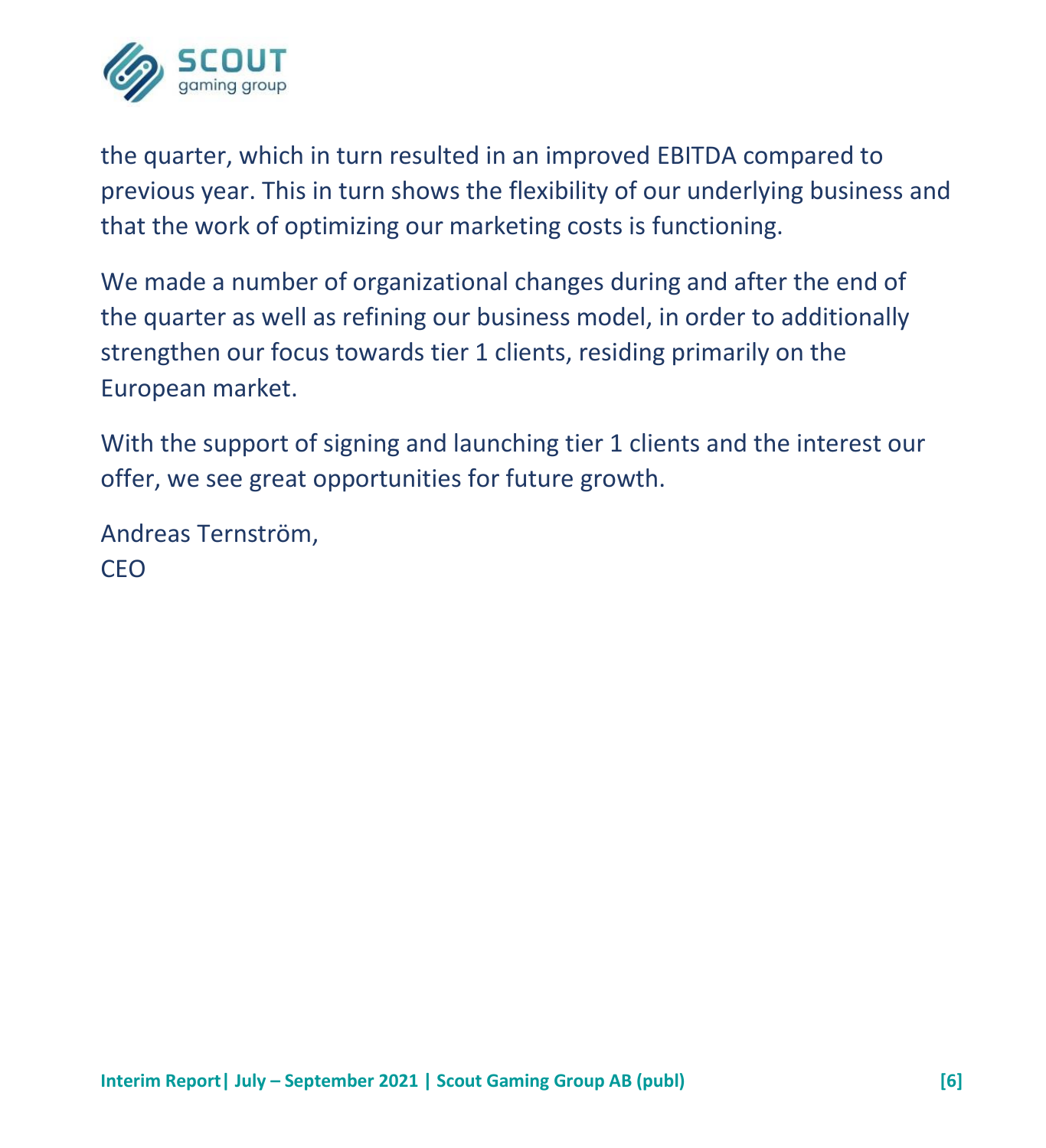the quarter, which in turn resulted in an improved EBITDA compared to previous year. This in turn shows the flexibility of our underlying business and that the work of optimizing our marketing costs is functioning.

We made a number of organizational changes during and after the end of the quarter as well as refining our business model, in order to additionally strengthen our focus towards tier 1 clients, residing primarily on the European market.

With the support of signing and launching tier 1 clients and the interest our offer, we see great opportunities for future growth.

Andreas Ternström,
CEO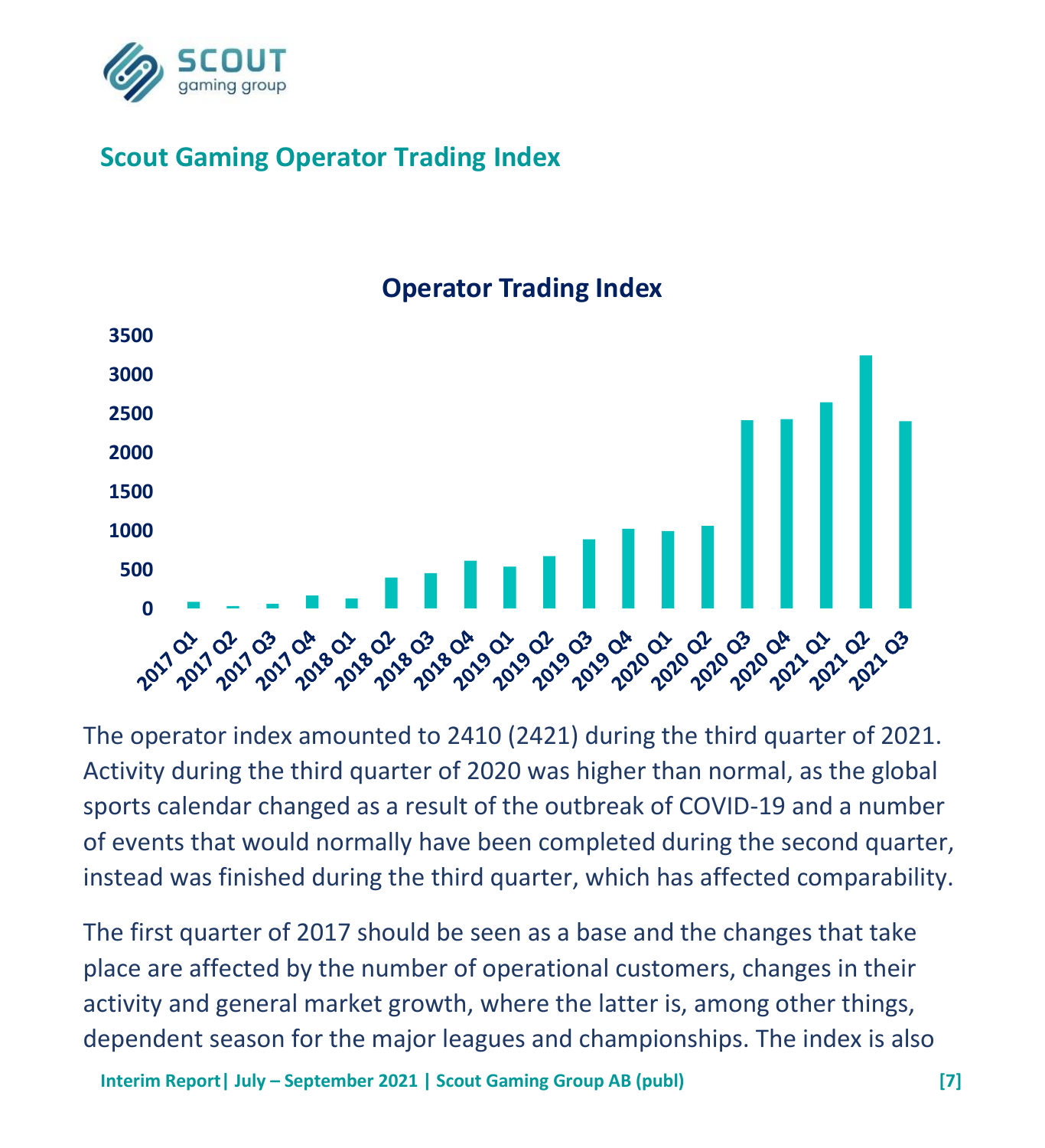## Scout Gaming Operator Trading Index

**Operator Trading Index**

The operator index amounted to 2410 (2421) during the third quarter of 2021. Activity during the third quarter of 2020 was higher than normal, as the global sports calendar changed as a result of the outbreak of COVID-19 and a number of events that would normally have been completed during the second quarter, instead was finished during the third quarter, which has affected comparability.

The first quarter of 2017 should be seen as a base and the changes that take place are affected by the number of operational customers, changes in their activity and general market growth, where the latter is, among other things, dependent season for the major leagues and championships. The index is also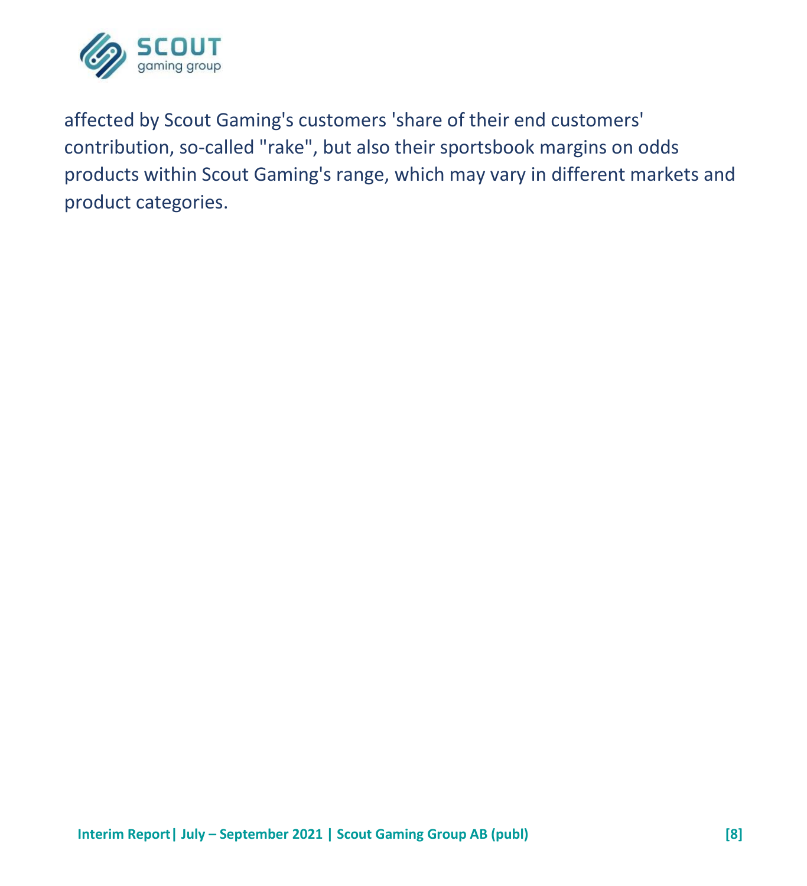affected by Scout Gaming's customers 'share of their end customers' contribution, so-called "rake", but also their sportsbook margins on odds products within Scout Gaming's range, which may vary in different markets and product categories.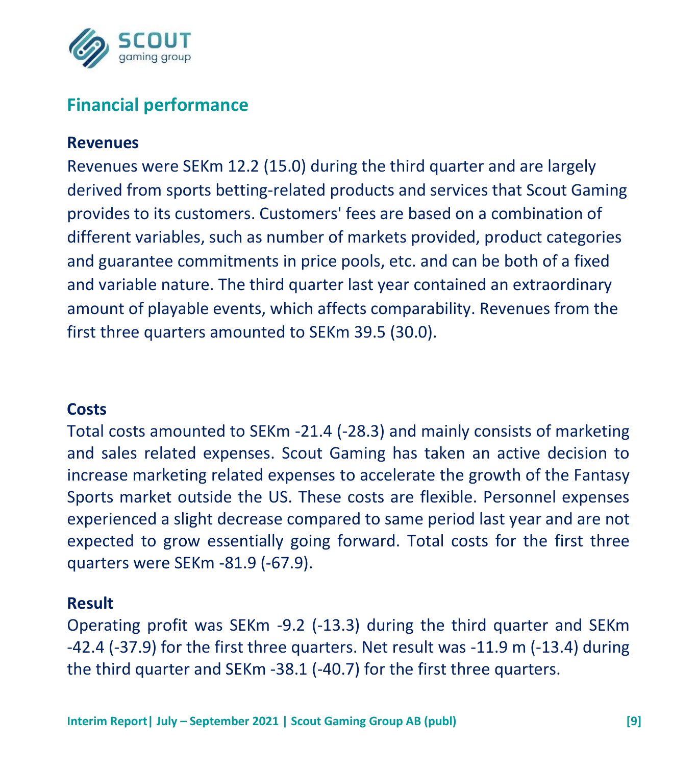## Financial performance

### Revenues

Revenues were SEKm 12.2 (15.0) during the third quarter and are largely derived from sports betting-related products and services that Scout Gaming provides to its customers. Customers' fees are based on a combination of different variables, such as number of markets provided, product categories and guarantee commitments in price pools, etc. and can be both of a fixed and variable nature. The third quarter last year contained an extraordinary amount of playable events, which affects comparability. Revenues from the first three quarters amounted to SEKm 39.5 (30.0).

### Costs

Total costs amounted to SEKm -21.4 (-28.3) and mainly consists of marketing and sales related expenses. Scout Gaming has taken an active decision to increase marketing related expenses to accelerate the growth of the Fantasy Sports market outside the US. These costs are flexible. Personnel expenses experienced a slight decrease compared to same period last year and are not expected to grow essentially going forward. Total costs for the first three quarters were SEKm -81.9 (-67.9).

### Result

Operating profit was SEKm -9.2 (-13.3) during the third quarter and SEKm -42.4 (-37.9) for the first three quarters. Net result was -11.9 m (-13.4) during the third quarter and SEKm -38.1 (-40.7) for the first three quarters.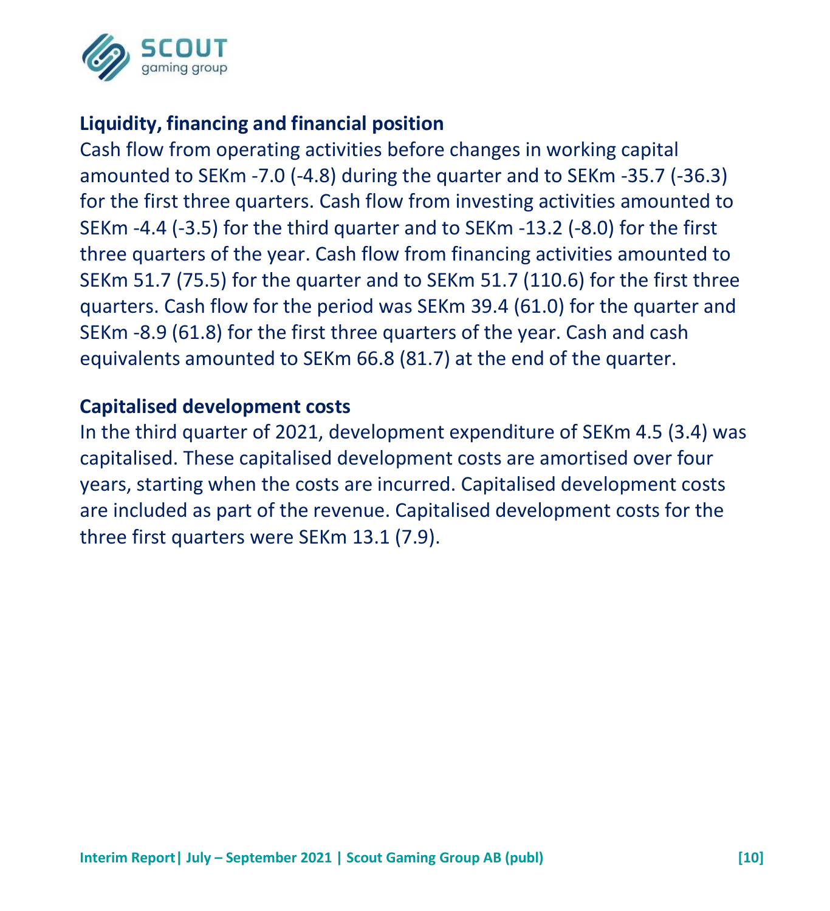## Liquidity, financing and financial position

Cash flow from operating activities before changes in working capital amounted to SEKm -7.0 (-4.8) during the quarter and to SEKm -35.7 (-36.3) for the first three quarters. Cash flow from investing activities amounted to SEKm -4.4 (-3.5) for the third quarter and to SEKm -13.2 (-8.0) for the first three quarters of the year. Cash flow from financing activities amounted to SEKm 51.7 (75.5) for the quarter and to SEKm 51.7 (110.6) for the first three quarters. Cash flow for the period was SEKm 39.4 (61.0) for the quarter and SEKm -8.9 (61.8) for the first three quarters of the year. Cash and cash equivalents amounted to SEKm 66.8 (81.7) at the end of the quarter.

## Capitalised development costs

In the third quarter of 2021, development expenditure of SEKm 4.5 (3.4) was capitalised. These capitalised development costs are amortised over four years, starting when the costs are incurred. Capitalised development costs are included as part of the revenue. Capitalised development costs for the three first quarters were SEKm 13.1 (7.9).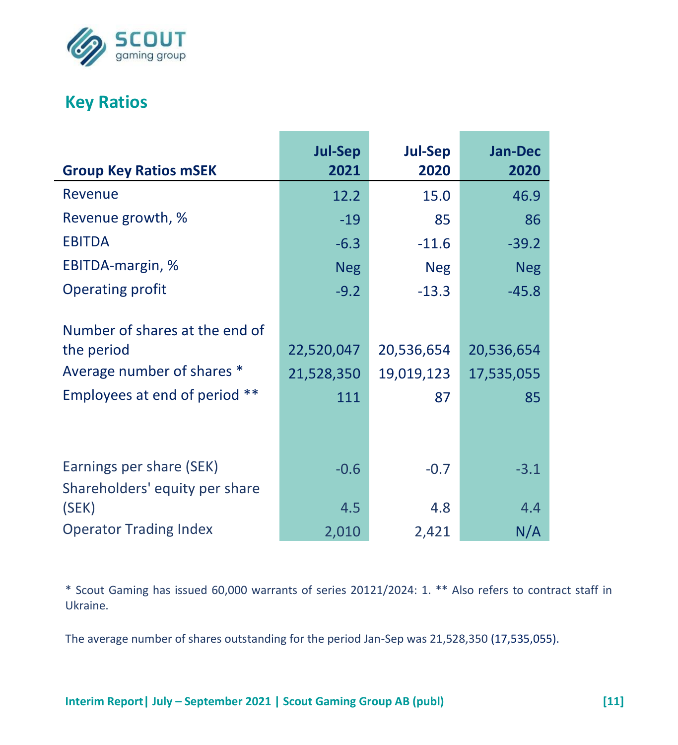## Key Ratios

| Group Key Ratios mSEK | Jul-Sep 2021 | Jul-Sep 2020 | Jan-Dec 2020 |
|---|---|---|---|
| Revenue | 12.2 | 15.0 | 46.9 |
| Revenue growth, % | -19 | 85 | 86 |
| EBITDA | -6.3 | -11.6 | -39.2 |
| EBITDA-margin, % | Neg | Neg | Neg |
| Operating profit | -9.2 | -13.3 | -45.8 |
| | | | |
| Number of shares at the end of the period | 22,520,047 | 20,536,654 | 20,536,654 |
| Average number of shares * | 21,528,350 | 19,019,123 | 17,535,055 |
| Employees at end of period ** | 111 | 87 | 85 |
| | | | |
| Earnings per share (SEK) | -0.6 | -0.7 | -3.1 |
| Shareholders' equity per share (SEK) | 4.5 | 4.8 | 4.4 |
| Operator Trading Index | 2,010 | 2,421 | N/A |

* Scout Gaming has issued 60,000 warrants of series 20121/2024: 1. ** Also refers to contract staff in Ukraine.

The average number of shares outstanding for the period Jan-Sep was 21,528,350 (17,535,055).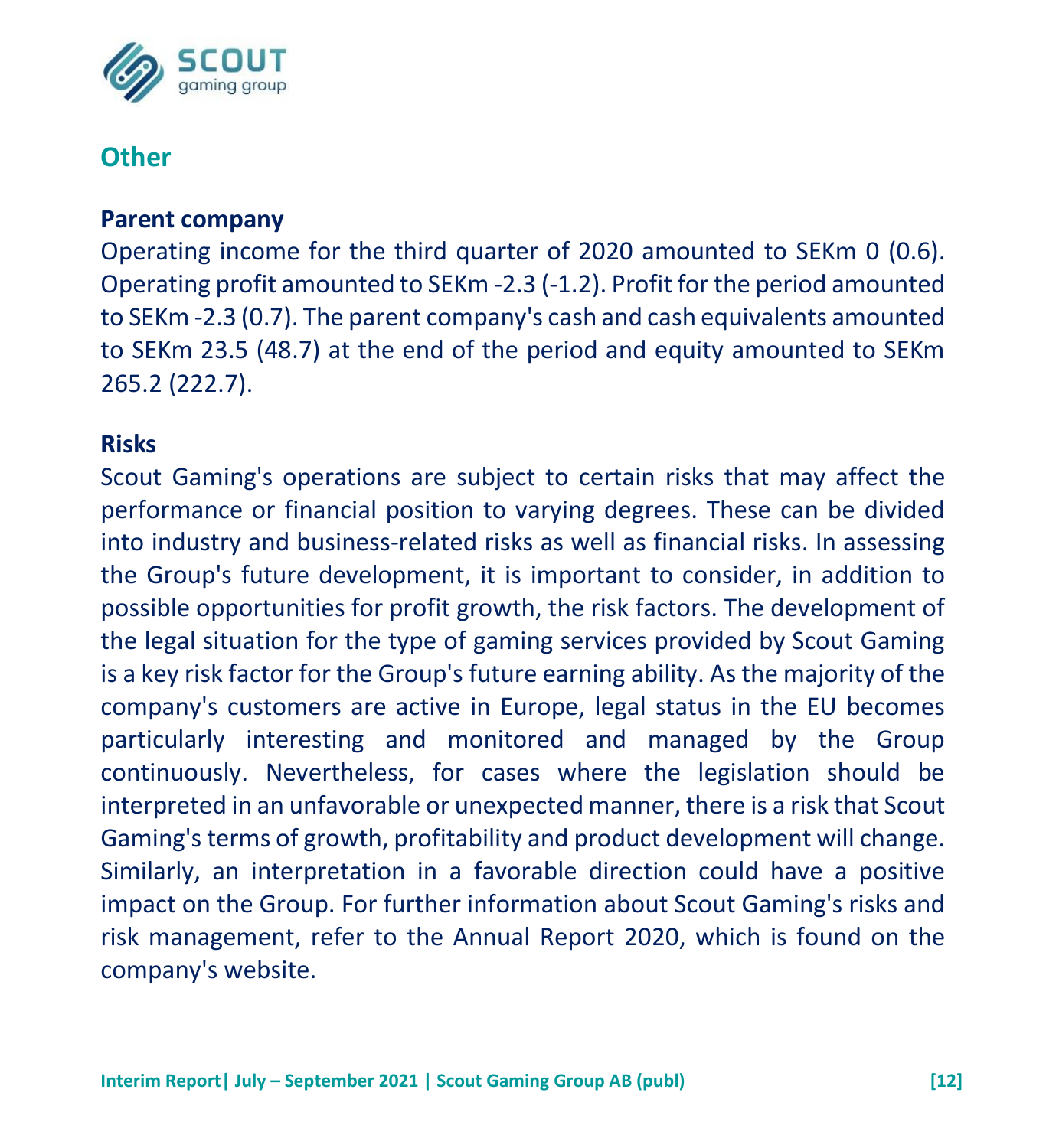## Other

### Parent company

Operating income for the third quarter of 2020 amounted to SEKm 0 (0.6). Operating profit amounted to SEKm -2.3 (-1.2). Profit for the period amounted to SEKm -2.3 (0.7). The parent company's cash and cash equivalents amounted to SEKm 23.5 (48.7) at the end of the period and equity amounted to SEKm 265.2 (222.7).

### Risks

Scout Gaming's operations are subject to certain risks that may affect the performance or financial position to varying degrees. These can be divided into industry and business-related risks as well as financial risks. In assessing the Group's future development, it is important to consider, in addition to possible opportunities for profit growth, the risk factors. The development of the legal situation for the type of gaming services provided by Scout Gaming is a key risk factor for the Group's future earning ability. As the majority of the company's customers are active in Europe, legal status in the EU becomes particularly interesting and monitored and managed by the Group continuously. Nevertheless, for cases where the legislation should be interpreted in an unfavorable or unexpected manner, there is a risk that Scout Gaming's terms of growth, profitability and product development will change. Similarly, an interpretation in a favorable direction could have a positive impact on the Group. For further information about Scout Gaming's risks and risk management, refer to the Annual Report 2020, which is found on the company's website.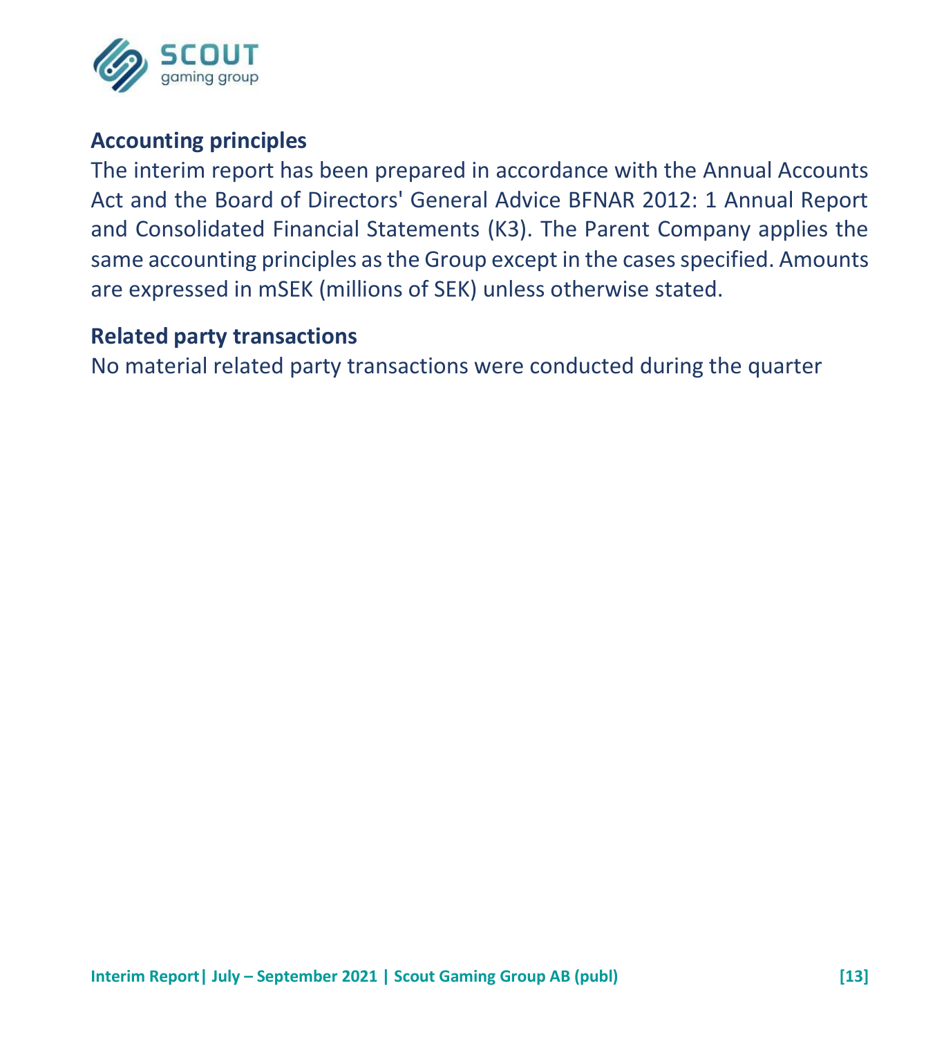## Accounting principles

The interim report has been prepared in accordance with the Annual Accounts Act and the Board of Directors' General Advice BFNAR 2012: 1 Annual Report and Consolidated Financial Statements (K3). The Parent Company applies the same accounting principles as the Group except in the cases specified. Amounts are expressed in mSEK (millions of SEK) unless otherwise stated.

## Related party transactions

No material related party transactions were conducted during the quarter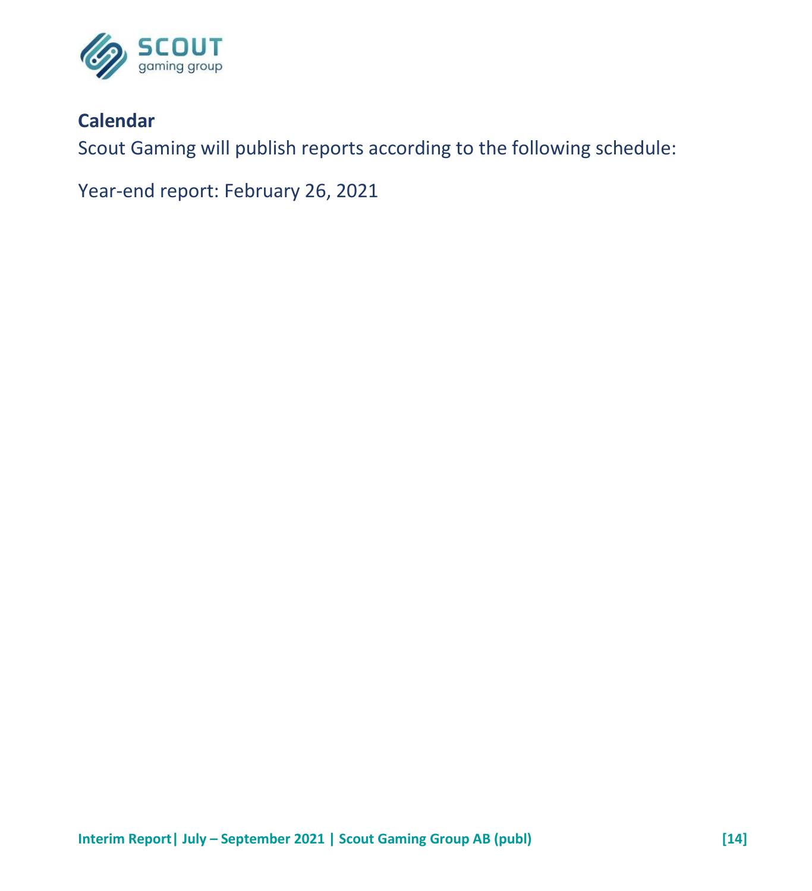## Calendar

Scout Gaming will publish reports according to the following schedule:

Year-end report: February 26, 2021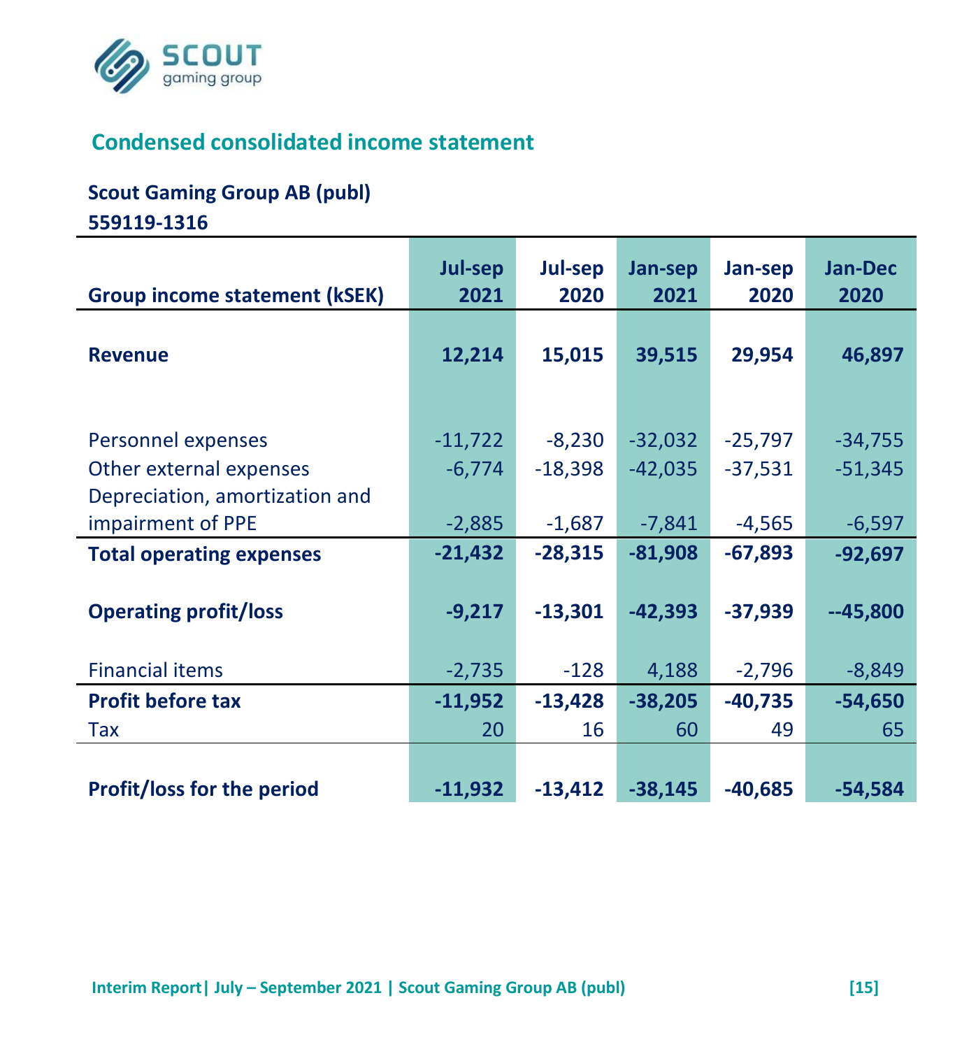## Condensed consolidated income statement

**Scout Gaming Group AB (publ)**
**559119-1316**

| Group income statement (kSEK) | Jul-sep 2021 | Jul-sep 2020 | Jan-sep 2021 | Jan-sep 2020 | Jan-Dec 2020 |
|---|---|---|---|---|---|
| **Revenue** | **12,214** | **15,015** | **39,515** | **29,954** | **46,897** |
| Personnel expenses | -11,722 | -8,230 | -32,032 | -25,797 | -34,755 |
| Other external expenses | -6,774 | -18,398 | -42,035 | -37,531 | -51,345 |
| Depreciation, amortization and impairment of PPE | -2,885 | -1,687 | -7,841 | -4,565 | -6,597 |
| **Total operating expenses** | **-21,432** | **-28,315** | **-81,908** | **-67,893** | **-92,697** |
| **Operating profit/loss** | **-9,217** | **-13,301** | **-42,393** | **-37,939** | **--45,800** |
| Financial items | -2,735 | -128 | 4,188 | -2,796 | -8,849 |
| **Profit before tax** | **-11,952** | **-13,428** | **-38,205** | **-40,735** | **-54,650** |
| Tax | 20 | 16 | 60 | 49 | 65 |
| **Profit/loss for the period** | **-11,932** | **-13,412** | **-38,145** | **-40,685** | **-54,584** |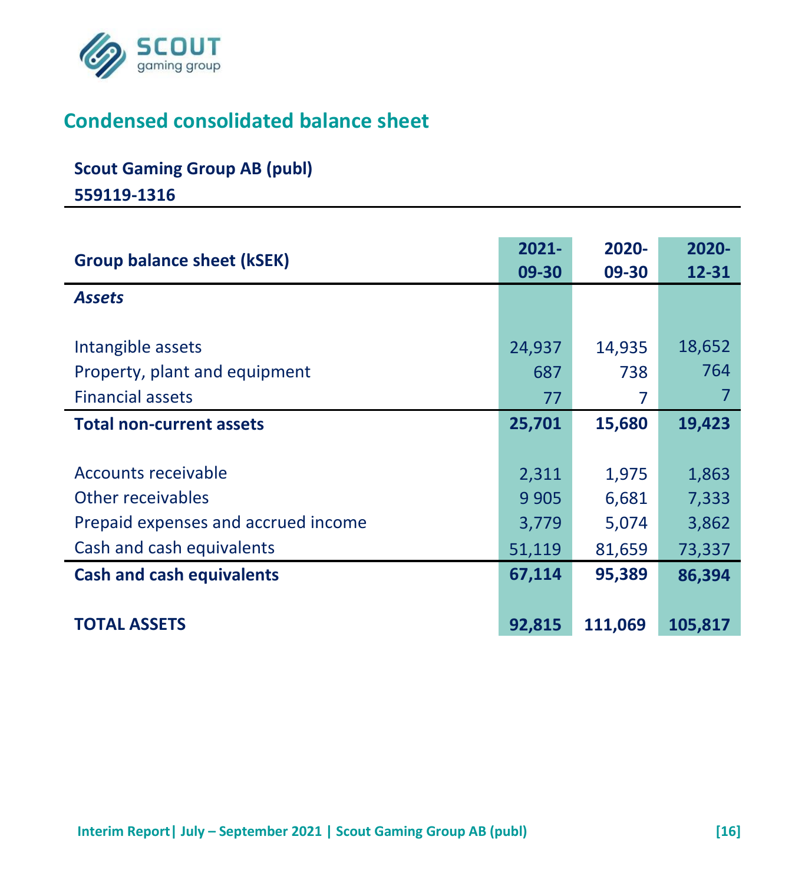## Condensed consolidated balance sheet

**Scout Gaming Group AB (publ)**

**559119-1316**

| Group balance sheet (kSEK) | 2021-09-30 | 2020-09-30 | 2020-12-31 |
|---|---|---|---|
| ***Assets*** | | | |
| Intangible assets | 24,937 | 14,935 | 18,652 |
| Property, plant and equipment | 687 | 738 | 764 |
| Financial assets | 77 | 7 | 7 |
| **Total non-current assets** | **25,701** | **15,680** | **19,423** |
| Accounts receivable | 2,311 | 1,975 | 1,863 |
| Other receivables | 9 905 | 6,681 | 7,333 |
| Prepaid expenses and accrued income | 3,779 | 5,074 | 3,862 |
| Cash and cash equivalents | 51,119 | 81,659 | 73,337 |
| **Cash and cash equivalents** | **67,114** | **95,389** | **86,394** |
| **TOTAL ASSETS** | **92,815** | **111,069** | **105,817** |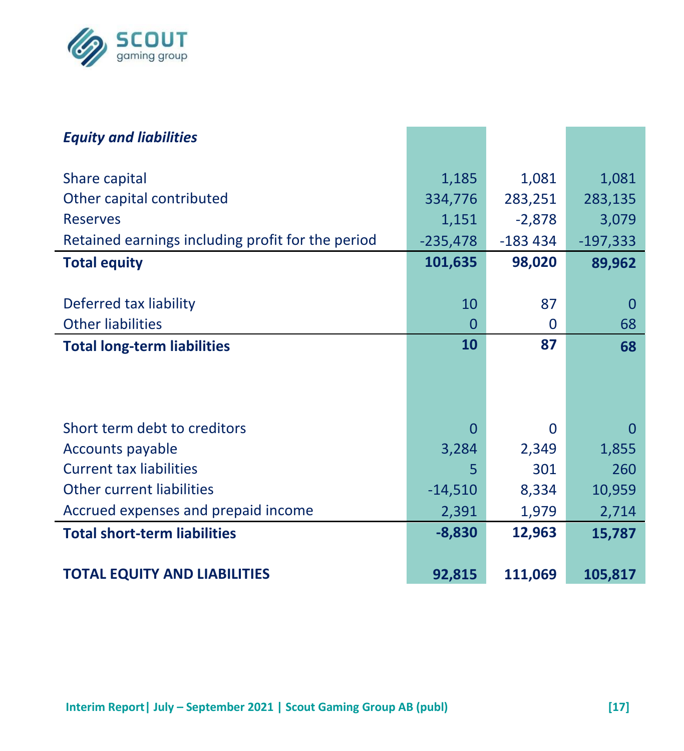| *Equity and liabilities* | | | |
|---|---|---|---|
| Share capital | 1,185 | 1,081 | 1,081 |
| Other capital contributed | 334,776 | 283,251 | 283,135 |
| Reserves | 1,151 | -2,878 | 3,079 |
| Retained earnings including profit for the period | -235,478 | -183 434 | -197,333 |
| **Total equity** | **101,635** | **98,020** | **89,962** |
| | | | |
| Deferred tax liability | 10 | 87 | 0 |
| Other liabilities | 0 | 0 | 68 |
| **Total long-term liabilities** | **10** | **87** | **68** |
| | | | |
| Short term debt to creditors | 0 | 0 | 0 |
| Accounts payable | 3,284 | 2,349 | 1,855 |
| Current tax liabilities | 5 | 301 | 260 |
| Other current liabilities | -14,510 | 8,334 | 10,959 |
| Accrued expenses and prepaid income | 2,391 | 1,979 | 2,714 |
| **Total short-term liabilities** | **-8,830** | **12,963** | **15,787** |
| | | | |
| **TOTAL EQUITY AND LIABILITIES** | **92,815** | **111,069** | **105,817** |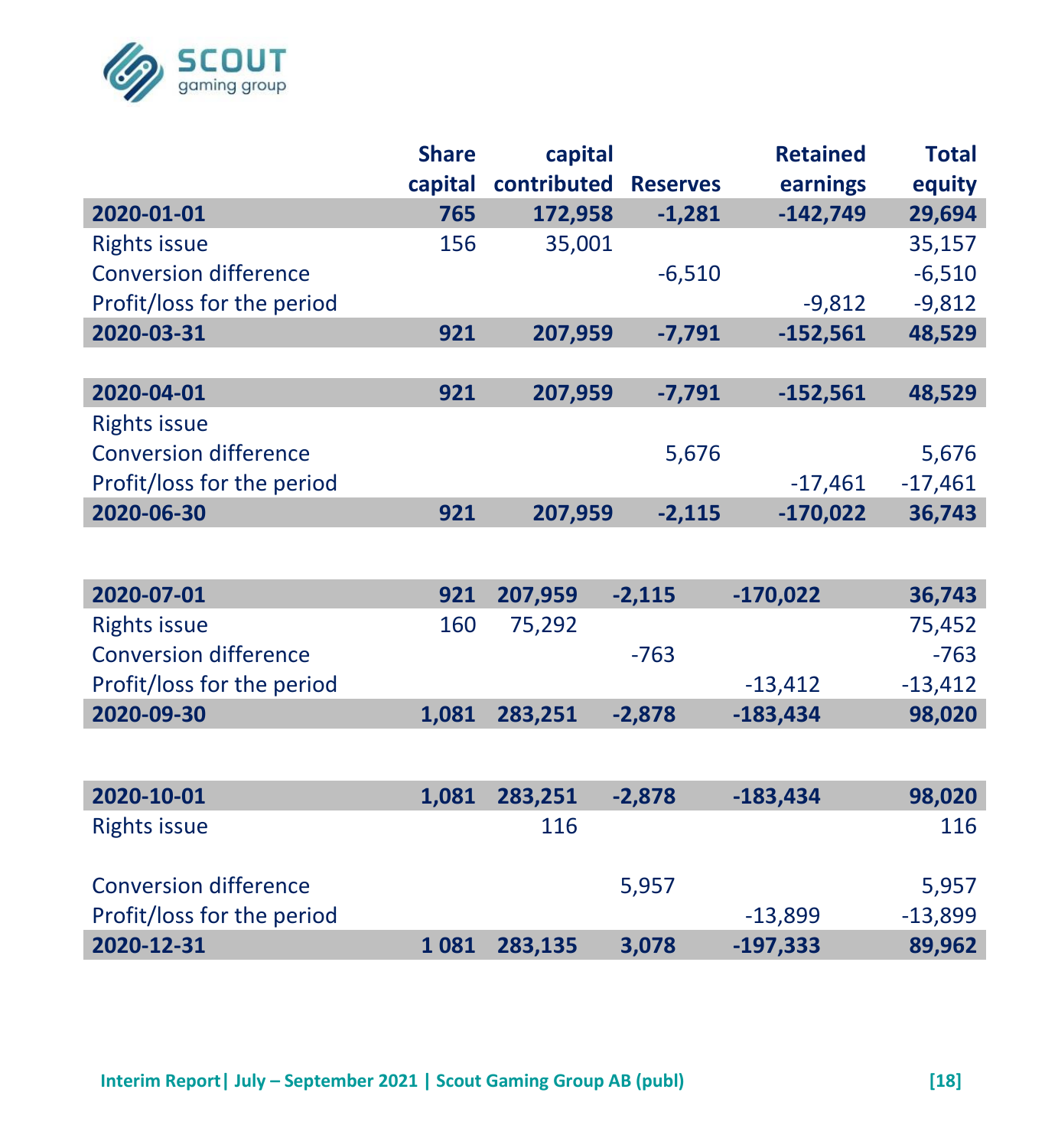| | Share capital | capital contributed | Reserves | Retained earnings | Total equity |
|---|---|---|---|---|---|
| **2020-01-01** | **765** | **172,958** | **-1,281** | **-142,749** | **29,694** |
| Rights issue | 156 | 35,001 | | | 35,157 |
| Conversion difference | | | -6,510 | | -6,510 |
| Profit/loss for the period | | | | -9,812 | -9,812 |
| **2020-03-31** | **921** | **207,959** | **-7,791** | **-152,561** | **48,529** |
| | | | | | |
| **2020-04-01** | **921** | **207,959** | **-7,791** | **-152,561** | **48,529** |
| Rights issue | | | | | |
| Conversion difference | | | 5,676 | | 5,676 |
| Profit/loss for the period | | | | -17,461 | -17,461 |
| **2020-06-30** | **921** | **207,959** | **-2,115** | **-170,022** | **36,743** |
| | | | | | |
| **2020-07-01** | **921** | **207,959** | **-2,115** | **-170,022** | **36,743** |
| Rights issue | 160 | 75,292 | | | 75,452 |
| Conversion difference | | | -763 | | -763 |
| Profit/loss for the period | | | | -13,412 | -13,412 |
| **2020-09-30** | **1,081** | **283,251** | **-2,878** | **-183,434** | **98,020** |
| | | | | | |
| **2020-10-01** | **1,081** | **283,251** | **-2,878** | **-183,434** | **98,020** |
| Rights issue | | 116 | | | 116 |
| Conversion difference | | | 5,957 | | 5,957 |
| Profit/loss for the period | | | | -13,899 | -13,899 |
| **2020-12-31** | **1 081** | **283,135** | **3,078** | **-197,333** | **89,962** |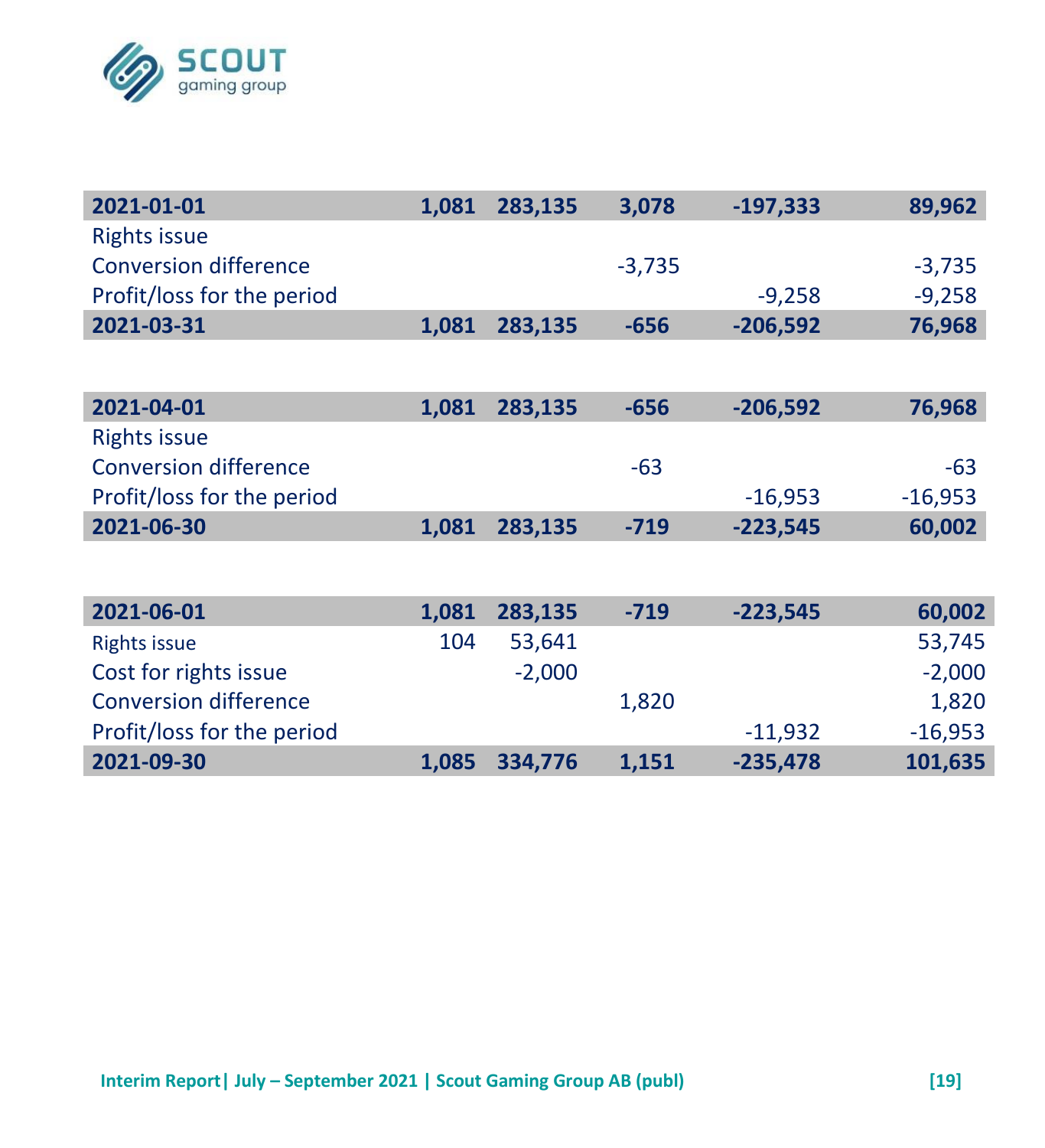| | | | | | |
|---|---|---|---|---|---|
| **2021-01-01** | **1,081** | **283,135** | **3,078** | **-197,333** | **89,962** |
| Rights issue | | | | | |
| Conversion difference | | | -3,735 | | -3,735 |
| Profit/loss for the period | | | | -9,258 | -9,258 |
| **2021-03-31** | **1,081** | **283,135** | **-656** | **-206,592** | **76,968** |
| | | | | | |
| **2021-04-01** | **1,081** | **283,135** | **-656** | **-206,592** | **76,968** |
| Rights issue | | | | | |
| Conversion difference | | | -63 | | -63 |
| Profit/loss for the period | | | | -16,953 | -16,953 |
| **2021-06-30** | **1,081** | **283,135** | **-719** | **-223,545** | **60,002** |
| | | | | | |
| **2021-06-01** | **1,081** | **283,135** | **-719** | **-223,545** | **60,002** |
| Rights issue | 104 | 53,641 | | | 53,745 |
| Cost for rights issue | | -2,000 | | | -2,000 |
| Conversion difference | | | 1,820 | | 1,820 |
| Profit/loss for the period | | | | -11,932 | -16,953 |
| **2021-09-30** | **1,085** | **334,776** | **1,151** | **-235,478** | **101,635** |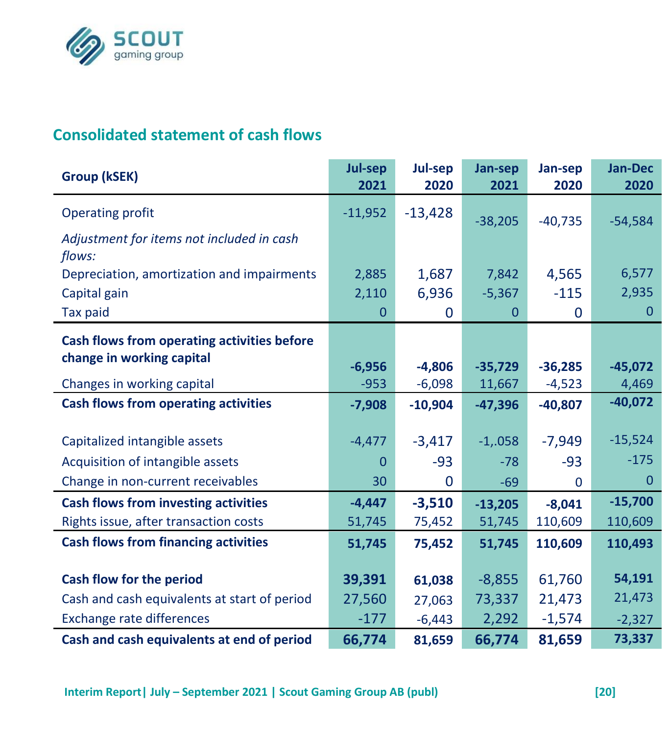## Consolidated statement of cash flows

| Group (kSEK) | Jul-sep 2021 | Jul-sep 2020 | Jan-sep 2021 | Jan-sep 2020 | Jan-Dec 2020 |
|---|---|---|---|---|---|
| Operating profit | -11,952 | -13,428 | -38,205 | -40,735 | -54,584 |
| *Adjustment for items not included in cash flows:* | | | | | |
| Depreciation, amortization and impairments | 2,885 | 1,687 | 7,842 | 4,565 | 6,577 |
| Capital gain | 2,110 | 6,936 | -5,367 | -115 | 2,935 |
| Tax paid | 0 | 0 | 0 | 0 | 0 |
| **Cash flows from operating activities before change in working capital** | **-6,956** | **-4,806** | **-35,729** | **-36,285** | **-45,072** |
| Changes in working capital | -953 | -6,098 | 11,667 | -4,523 | 4,469 |
| **Cash flows from operating activities** | **-7,908** | **-10,904** | **-47,396** | **-40,807** | **-40,072** |
| Capitalized intangible assets | -4,477 | -3,417 | -1,.058 | -7,949 | -15,524 |
| Acquisition of intangible assets | 0 | -93 | -78 | -93 | -175 |
| Change in non-current receivables | 30 | 0 | -69 | 0 | 0 |
| **Cash flows from investing activities** | **-4,447** | **-3,510** | **-13,205** | **-8,041** | **-15,700** |
| Rights issue, after transaction costs | 51,745 | 75,452 | 51,745 | 110,609 | 110,609 |
| **Cash flows from financing activities** | **51,745** | **75,452** | **51,745** | **110,609** | **110,493** |
| **Cash flow for the period** | **39,391** | **61,038** | -8,855 | 61,760 | **54,191** |
| Cash and cash equivalents at start of period | 27,560 | 27,063 | 73,337 | 21,473 | 21,473 |
| Exchange rate differences | -177 | -6,443 | 2,292 | -1,574 | -2,327 |
| **Cash and cash equivalents at end of period** | **66,774** | **81,659** | **66,774** | **81,659** | **73,337** |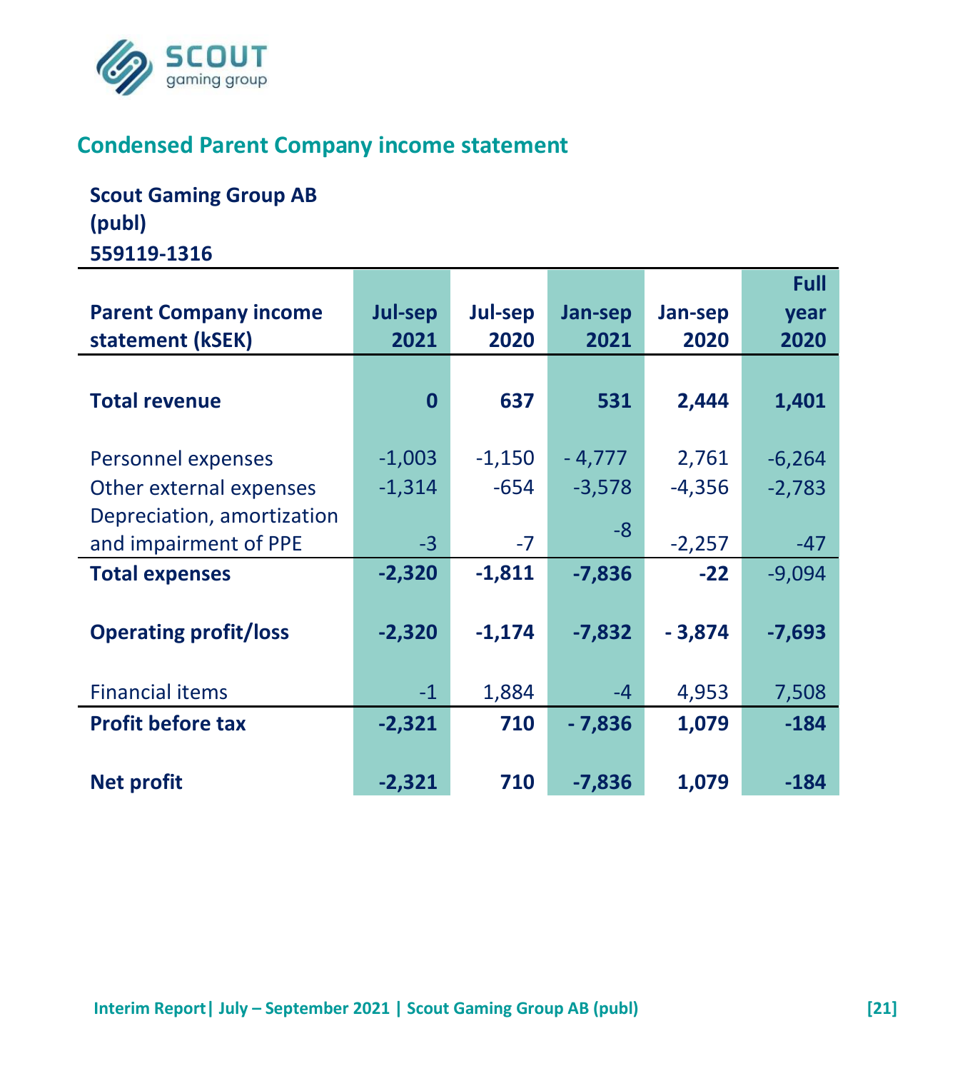## Condensed Parent Company income statement

**Scout Gaming Group AB (publ)**
**559119-1316**

| Parent Company income statement (kSEK) | Jul-sep 2021 | Jul-sep 2020 | Jan-sep 2021 | Jan-sep 2020 | Full year 2020 |
|---|---|---|---|---|---|
| **Total revenue** | **0** | **637** | **531** | **2,444** | **1,401** |
| Personnel expenses | -1,003 | -1,150 | - 4,777 | 2,761 | -6,264 |
| Other external expenses | -1,314 | -654 | -3,578 | -4,356 | -2,783 |
| Depreciation, amortization and impairment of PPE | -3 | -7 | -8 | -2,257 | -47 |
| **Total expenses** | **-2,320** | **-1,811** | **-7,836** | **-22** | -9,094 |
| **Operating profit/loss** | **-2,320** | **-1,174** | **-7,832** | **- 3,874** | **-7,693** |
| Financial items | -1 | 1,884 | -4 | 4,953 | 7,508 |
| **Profit before tax** | **-2,321** | **710** | **- 7,836** | **1,079** | **-184** |
| **Net profit** | **-2,321** | **710** | **-7,836** | **1,079** | **-184** |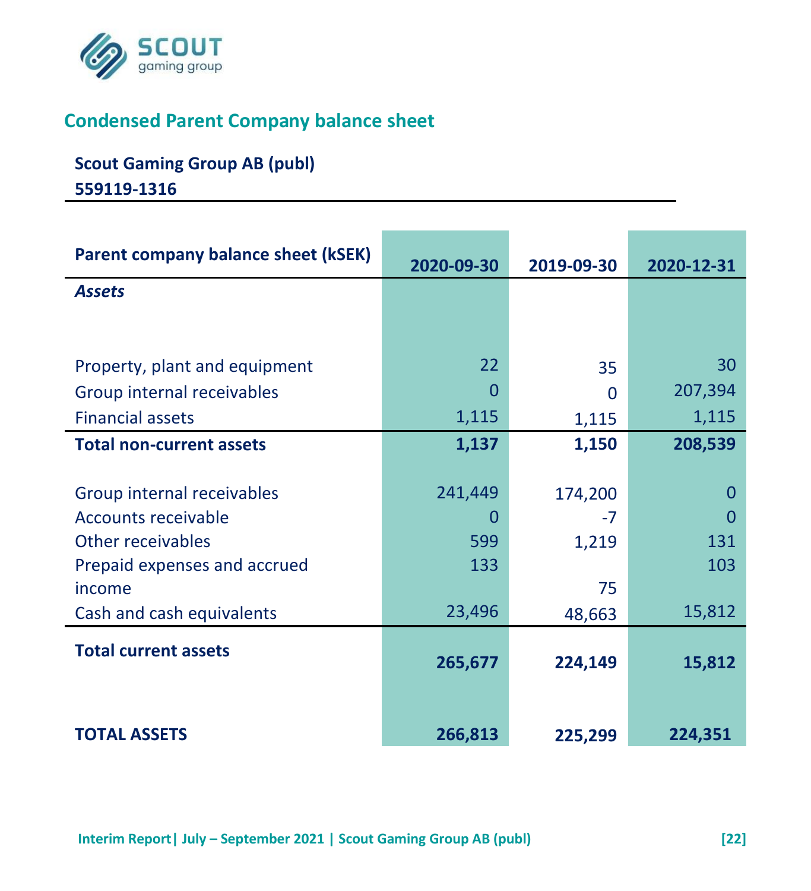## Condensed Parent Company balance sheet

**Scout Gaming Group AB (publ)**
**559119-1316**

| Parent company balance sheet (kSEK) | 2020-09-30 | 2019-09-30 | 2020-12-31 |
|---|---|---|---|
| ***Assets*** | | | |
| Property, plant and equipment | 22 | 35 | 30 |
| Group internal receivables | 0 | 0 | 207,394 |
| Financial assets | 1,115 | 1,115 | 1,115 |
| **Total non-current assets** | **1,137** | **1,150** | **208,539** |
| Group internal receivables | 241,449 | 174,200 | 0 |
| Accounts receivable | 0 | -7 | 0 |
| Other receivables | 599 | 1,219 | 131 |
| Prepaid expenses and accrued income | 133 | 75 | 103 |
| Cash and cash equivalents | 23,496 | 48,663 | 15,812 |
| **Total current assets** | **265,677** | **224,149** | **15,812** |
| **TOTAL ASSETS** | **266,813** | **225,299** | **224,351** |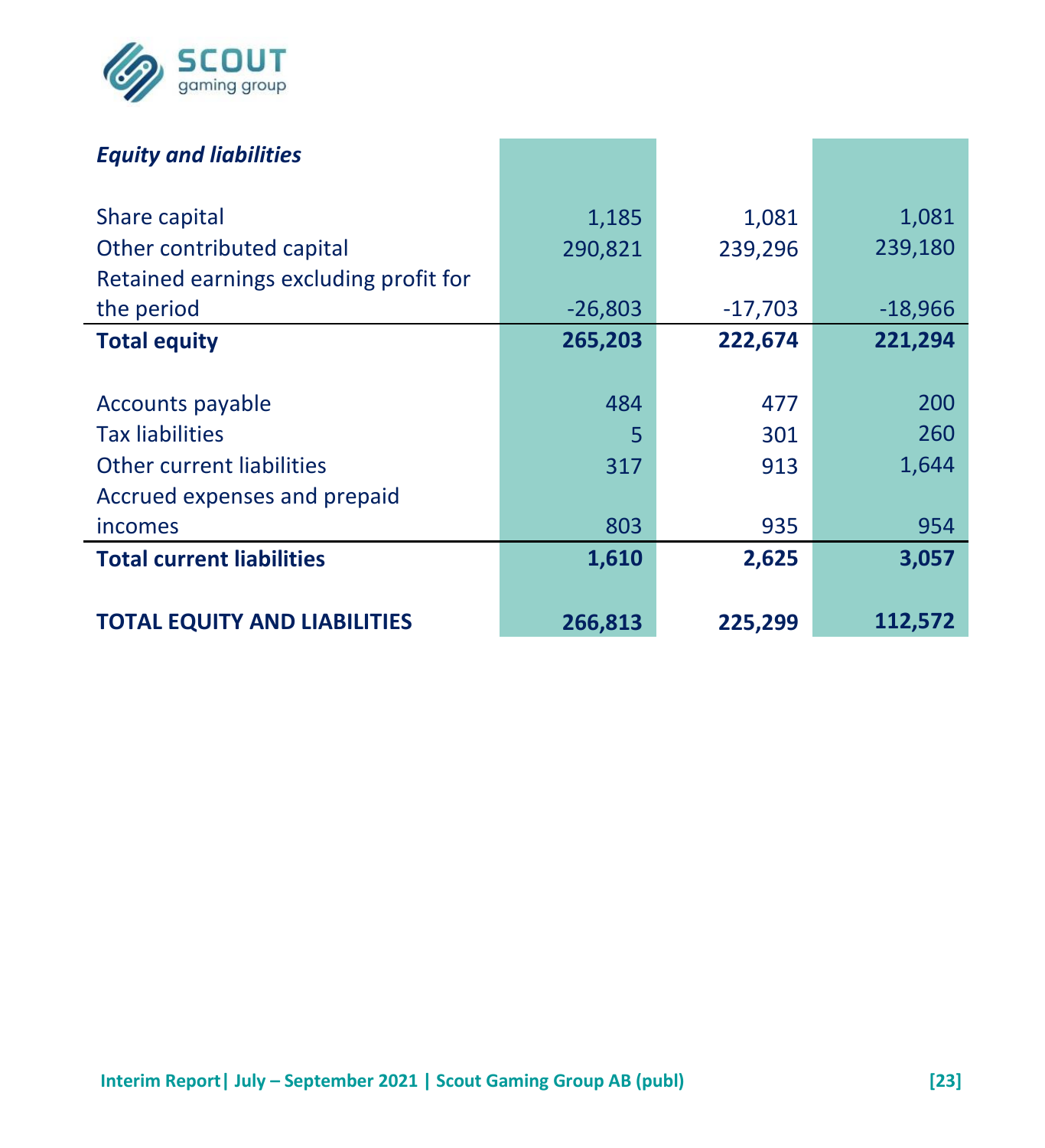| *Equity and liabilities* | | | |
|---|---|---|---|
| Share capital | 1,185 | 1,081 | 1,081 |
| Other contributed capital | 290,821 | 239,296 | 239,180 |
| Retained earnings excluding profit for the period | -26,803 | -17,703 | -18,966 |
| **Total equity** | **265,203** | **222,674** | **221,294** |
| | | | |
| Accounts payable | 484 | 477 | 200 |
| Tax liabilities | 5 | 301 | 260 |
| Other current liabilities | 317 | 913 | 1,644 |
| Accrued expenses and prepaid incomes | 803 | 935 | 954 |
| **Total current liabilities** | **1,610** | **2,625** | **3,057** |
| | | | |
| **TOTAL EQUITY AND LIABILITIES** | **266,813** | **225,299** | **112,572** |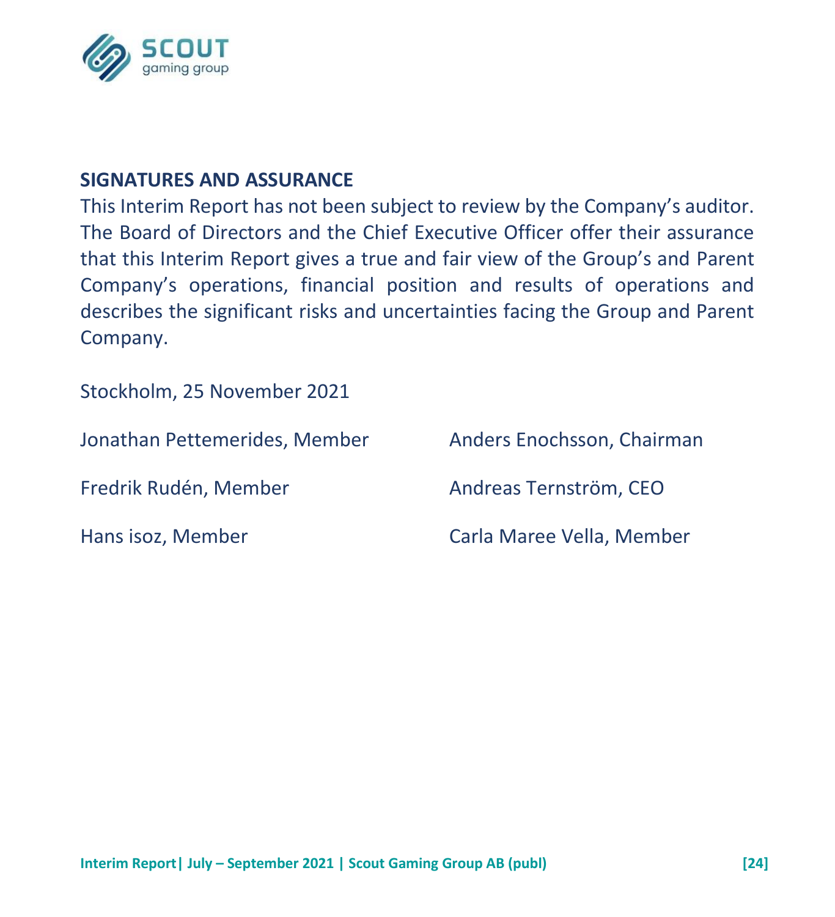## SIGNATURES AND ASSURANCE

This Interim Report has not been subject to review by the Company's auditor. The Board of Directors and the Chief Executive Officer offer their assurance that this Interim Report gives a true and fair view of the Group's and Parent Company's operations, financial position and results of operations and describes the significant risks and uncertainties facing the Group and Parent Company.

Stockholm, 25 November 2021

Jonathan Pettemerides, Member

Anders Enochsson, Chairman

Fredrik Rudén, Member

Andreas Ternström, CEO

Hans isoz, Member

Carla Maree Vella, Member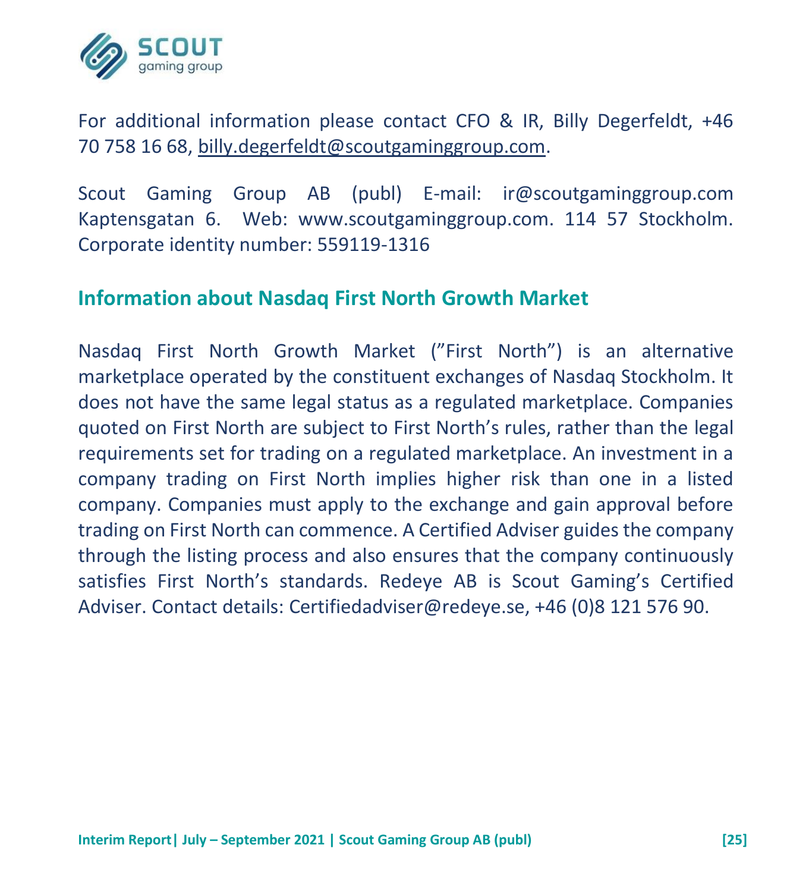For additional information please contact CFO & IR, Billy Degerfeldt, +46 70 758 16 68, billy.degerfeldt@scoutgaminggroup.com.

Scout Gaming Group AB (publ) E-mail: ir@scoutgaminggroup.com Kaptensgatan 6. Web: www.scoutgaminggroup.com. 114 57 Stockholm. Corporate identity number: 559119-1316

## Information about Nasdaq First North Growth Market

Nasdaq First North Growth Market ("First North") is an alternative marketplace operated by the constituent exchanges of Nasdaq Stockholm. It does not have the same legal status as a regulated marketplace. Companies quoted on First North are subject to First North's rules, rather than the legal requirements set for trading on a regulated marketplace. An investment in a company trading on First North implies higher risk than one in a listed company. Companies must apply to the exchange and gain approval before trading on First North can commence. A Certified Adviser guides the company through the listing process and also ensures that the company continuously satisfies First North's standards. Redeye AB is Scout Gaming's Certified Adviser. Contact details: Certifiedadviser@redeye.se, +46 (0)8 121 576 90.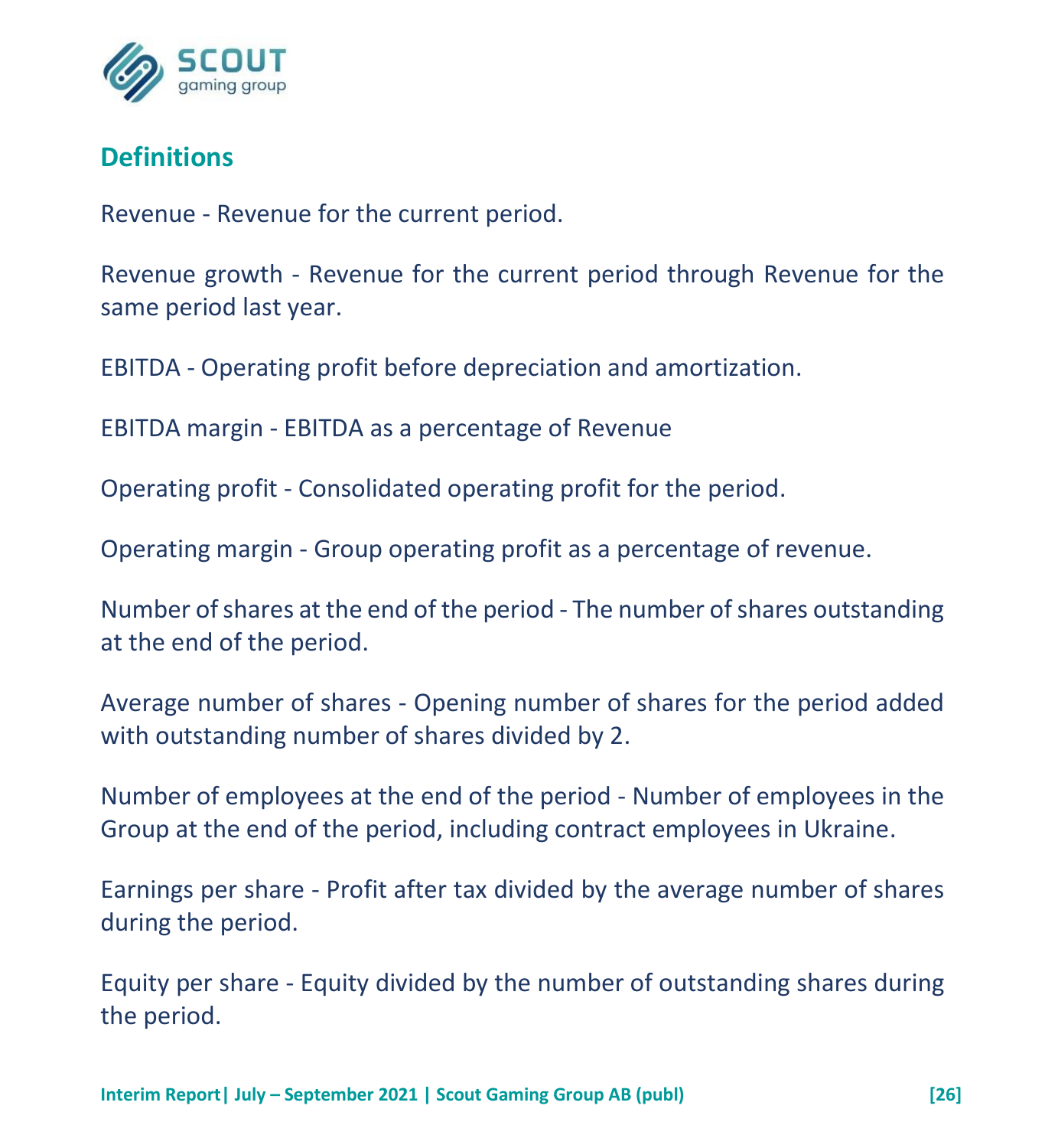## Definitions

Revenue - Revenue for the current period.

Revenue growth - Revenue for the current period through Revenue for the same period last year.

EBITDA - Operating profit before depreciation and amortization.

EBITDA margin - EBITDA as a percentage of Revenue

Operating profit - Consolidated operating profit for the period.

Operating margin - Group operating profit as a percentage of revenue.

Number of shares at the end of the period - The number of shares outstanding at the end of the period.

Average number of shares - Opening number of shares for the period added with outstanding number of shares divided by 2.

Number of employees at the end of the period - Number of employees in the Group at the end of the period, including contract employees in Ukraine.

Earnings per share - Profit after tax divided by the average number of shares during the period.

Equity per share - Equity divided by the number of outstanding shares during the period.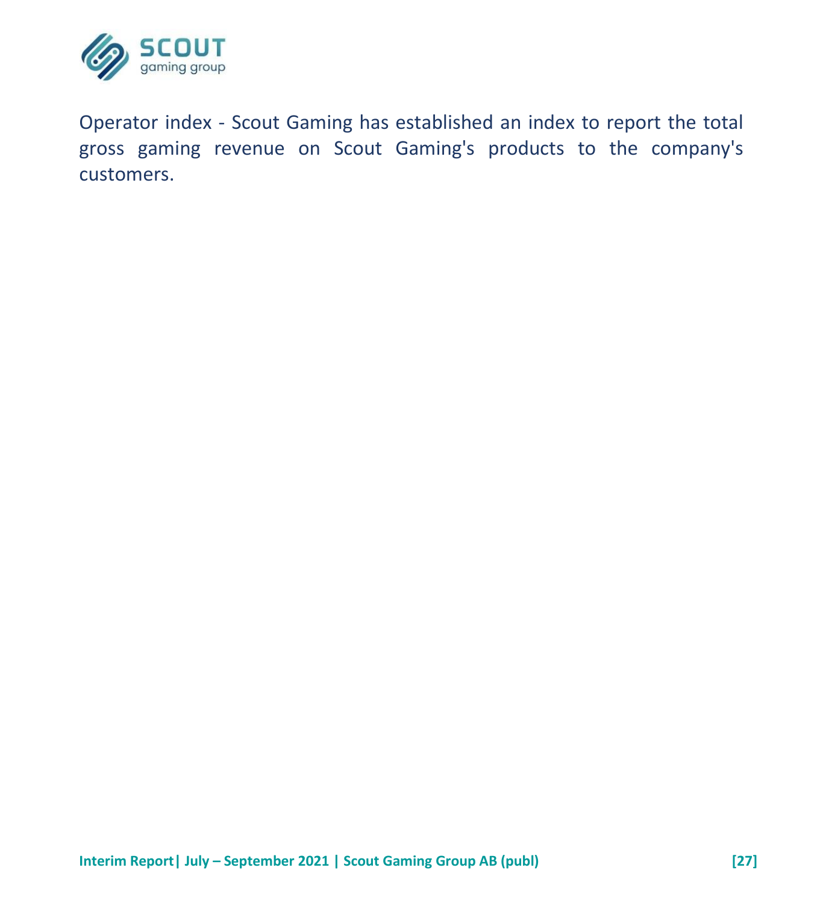Operator index - Scout Gaming has established an index to report the total gross gaming revenue on Scout Gaming's products to the company's customers.